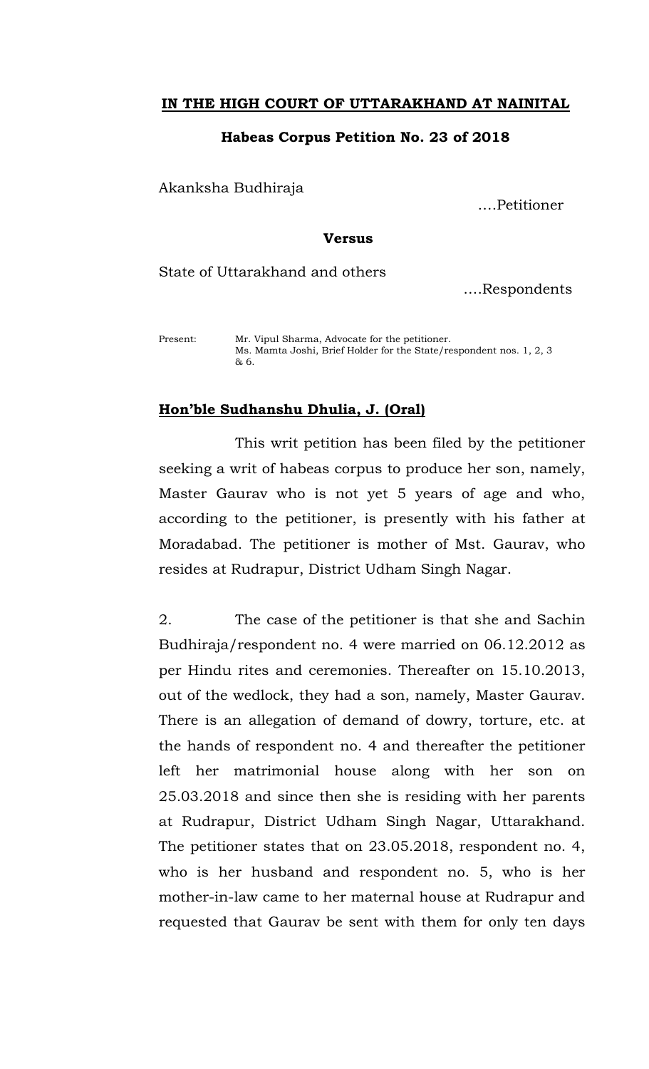**IN THE HIGH COURT OF UTTARAKHAND AT NAINITAL**

**Habeas Corpus Petition No. 23 of 2018**

Akanksha Budhiraja ….Petitioner

**Versus**

State of Uttarakhand and others ….Respondents

Present: Mr. Vipul Sharma, Advocate for the petitioner.
Ms. Mamta Joshi, Brief Holder for the State/respondent nos. 1, 2, 3 & 6.

**Hon'ble Sudhanshu Dhulia, J. (Oral)**

This writ petition has been filed by the petitioner seeking a writ of habeas corpus to produce her son, namely, Master Gaurav who is not yet 5 years of age and who, according to the petitioner, is presently with his father at Moradabad. The petitioner is mother of Mst. Gaurav, who resides at Rudrapur, District Udham Singh Nagar.

2. The case of the petitioner is that she and Sachin Budhiraja/respondent no. 4 were married on 06.12.2012 as per Hindu rites and ceremonies. Thereafter on 15.10.2013, out of the wedlock, they had a son, namely, Master Gaurav. There is an allegation of demand of dowry, torture, etc. at the hands of respondent no. 4 and thereafter the petitioner left her matrimonial house along with her son on 25.03.2018 and since then she is residing with her parents at Rudrapur, District Udham Singh Nagar, Uttarakhand. The petitioner states that on 23.05.2018, respondent no. 4, who is her husband and respondent no. 5, who is her mother-in-law came to her maternal house at Rudrapur and requested that Gaurav be sent with them for only ten days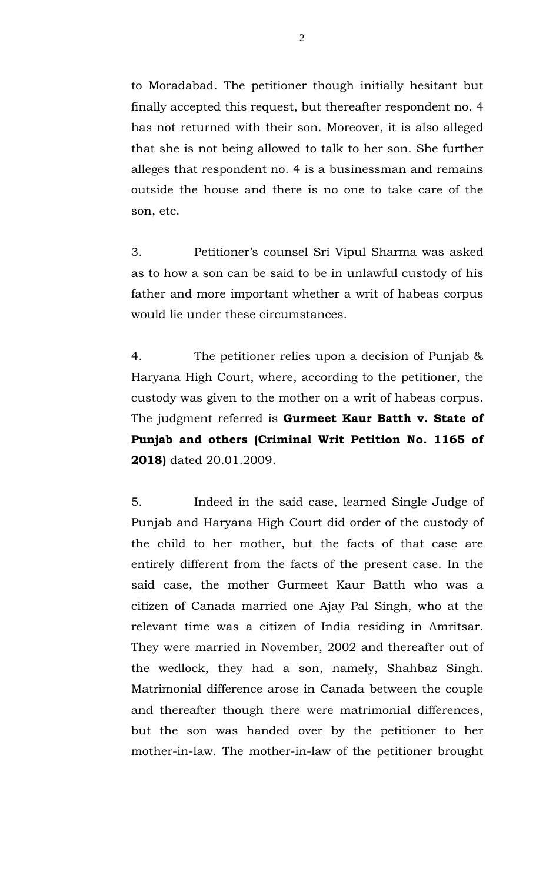to Moradabad. The petitioner though initially hesitant but finally accepted this request, but thereafter respondent no. 4 has not returned with their son. Moreover, it is also alleged that she is not being allowed to talk to her son. She further alleges that respondent no. 4 is a businessman and remains outside the house and there is no one to take care of the son, etc.

3. Petitioner's counsel Sri Vipul Sharma was asked as to how a son can be said to be in unlawful custody of his father and more important whether a writ of habeas corpus would lie under these circumstances.

4. The petitioner relies upon a decision of Punjab & Haryana High Court, where, according to the petitioner, the custody was given to the mother on a writ of habeas corpus. The judgment referred is **Gurmeet Kaur Batth v. State of Punjab and others (Criminal Writ Petition No. 1165 of 2018)** dated 20.01.2009.

5. Indeed in the said case, learned Single Judge of Punjab and Haryana High Court did order of the custody of the child to her mother, but the facts of that case are entirely different from the facts of the present case. In the said case, the mother Gurmeet Kaur Batth who was a citizen of Canada married one Ajay Pal Singh, who at the relevant time was a citizen of India residing in Amritsar. They were married in November, 2002 and thereafter out of the wedlock, they had a son, namely, Shahbaz Singh. Matrimonial difference arose in Canada between the couple and thereafter though there were matrimonial differences, but the son was handed over by the petitioner to her mother-in-law. The mother-in-law of the petitioner brought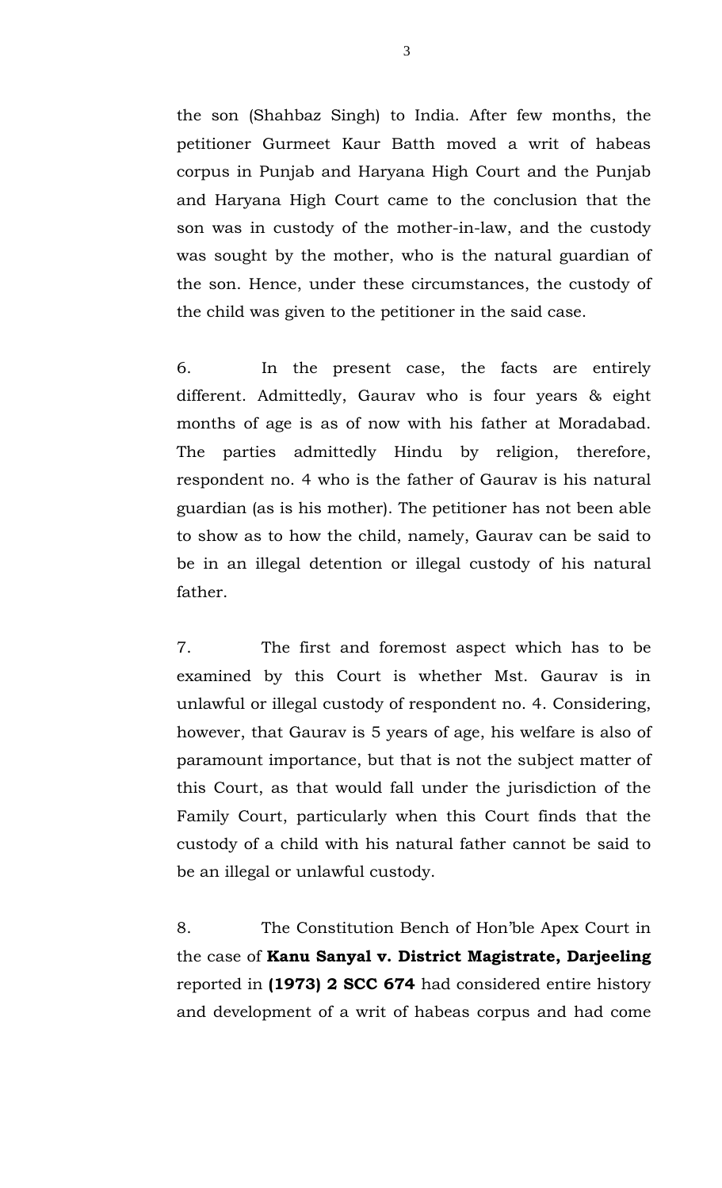the son (Shahbaz Singh) to India. After few months, the petitioner Gurmeet Kaur Batth moved a writ of habeas corpus in Punjab and Haryana High Court and the Punjab and Haryana High Court came to the conclusion that the son was in custody of the mother-in-law, and the custody was sought by the mother, who is the natural guardian of the son. Hence, under these circumstances, the custody of the child was given to the petitioner in the said case.

6. In the present case, the facts are entirely different. Admittedly, Gaurav who is four years & eight months of age is as of now with his father at Moradabad. The parties admittedly Hindu by religion, therefore, respondent no. 4 who is the father of Gaurav is his natural guardian (as is his mother). The petitioner has not been able to show as to how the child, namely, Gaurav can be said to be in an illegal detention or illegal custody of his natural father.

7. The first and foremost aspect which has to be examined by this Court is whether Mst. Gaurav is in unlawful or illegal custody of respondent no. 4. Considering, however, that Gaurav is 5 years of age, his welfare is also of paramount importance, but that is not the subject matter of this Court, as that would fall under the jurisdiction of the Family Court, particularly when this Court finds that the custody of a child with his natural father cannot be said to be an illegal or unlawful custody.

8. The Constitution Bench of Hon'ble Apex Court in the case of **Kanu Sanyal v. District Magistrate, Darjeeling** reported in **(1973) 2 SCC 674** had considered entire history and development of a writ of habeas corpus and had come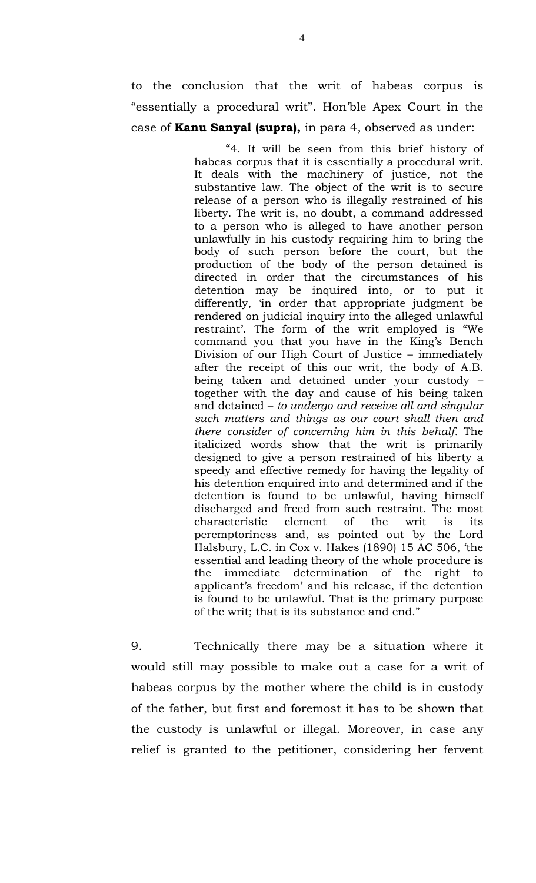to the conclusion that the writ of habeas corpus is "essentially a procedural writ". Hon'ble Apex Court in the case of **Kanu Sanyal (supra),** in para 4, observed as under:

> "4. It will be seen from this brief history of habeas corpus that it is essentially a procedural writ. It deals with the machinery of justice, not the substantive law. The object of the writ is to secure release of a person who is illegally restrained of his liberty. The writ is, no doubt, a command addressed to a person who is alleged to have another person unlawfully in his custody requiring him to bring the body of such person before the court, but the production of the body of the person detained is directed in order that the circumstances of his detention may be inquired into, or to put it differently, 'in order that appropriate judgment be rendered on judicial inquiry into the alleged unlawful restraint'. The form of the writ employed is "We command you that you have in the King's Bench Division of our High Court of Justice – immediately after the receipt of this our writ, the body of A.B. being taken and detained under your custody – together with the day and cause of his being taken and detained – *to undergo and receive all and singular such matters and things as our court shall then and there consider of concerning him in this behalf.* The italicized words show that the writ is primarily designed to give a person restrained of his liberty a speedy and effective remedy for having the legality of his detention enquired into and determined and if the detention is found to be unlawful, having himself discharged and freed from such restraint. The most characteristic element of the writ is its peremptoriness and, as pointed out by the Lord Halsbury, L.C. in Cox v. Hakes (1890) 15 AC 506, 'the essential and leading theory of the whole procedure is the immediate determination of the right to applicant's freedom' and his release, if the detention is found to be unlawful. That is the primary purpose of the writ; that is its substance and end."

9. Technically there may be a situation where it would still may possible to make out a case for a writ of habeas corpus by the mother where the child is in custody of the father, but first and foremost it has to be shown that the custody is unlawful or illegal. Moreover, in case any relief is granted to the petitioner, considering her fervent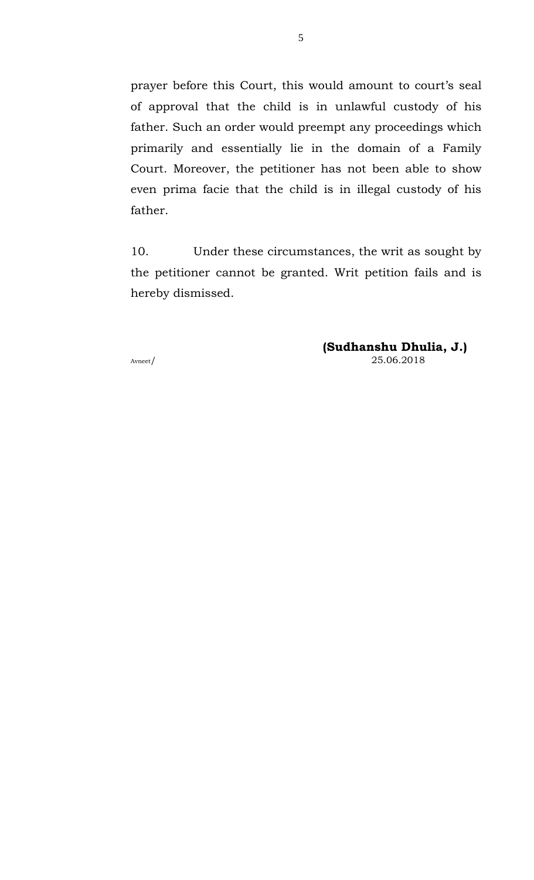prayer before this Court, this would amount to court's seal of approval that the child is in unlawful custody of his father. Such an order would preempt any proceedings which primarily and essentially lie in the domain of a Family Court. Moreover, the petitioner has not been able to show even prima facie that the child is in illegal custody of his father.

10. Under these circumstances, the writ as sought by the petitioner cannot be granted. Writ petition fails and is hereby dismissed.

**(Sudhanshu Dhulia, J.)**
25.06.2018

Avneet/